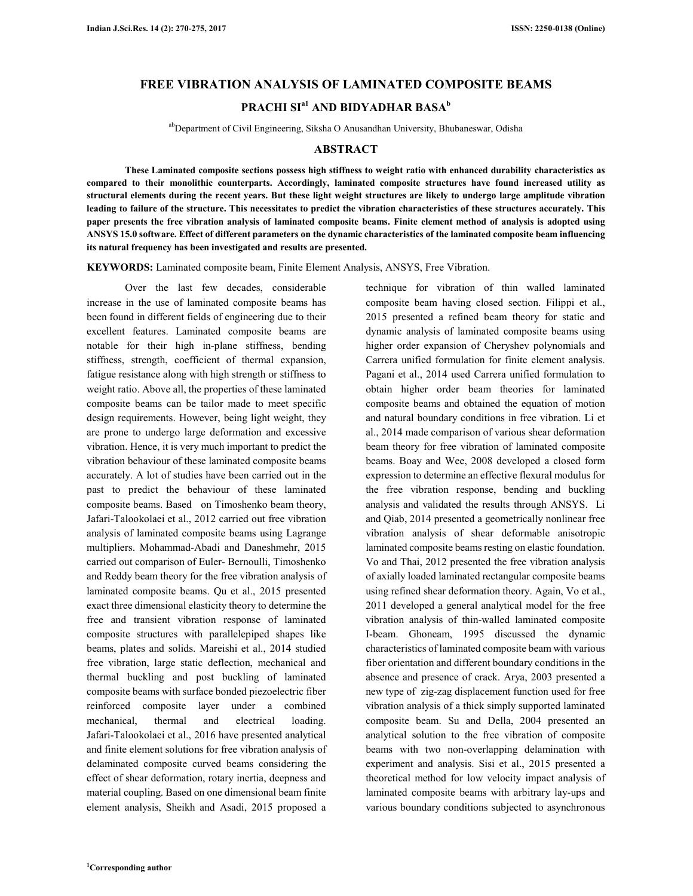# FREE VIBRATION ANALYSIS OF LAMINATED COMPOSITE BEAMS

## PRACHI SI[a1] AND BIDYADHAR BASA[b]

[ab]Department of Civil Engineering, Siksha O Anusandhan University, Bhubaneswar, Odisha

## ABSTRACT

**These Laminated composite sections possess high stiffness to weight ratio with enhanced durability characteristics as compared to their monolithic counterparts. Accordingly, laminated composite structures have found increased utility as structural elements during the recent years. But these light weight structures are likely to undergo large amplitude vibration leading to failure of the structure. This necessitates to predict the vibration characteristics of these structures accurately. This paper presents the free vibration analysis of laminated composite beams. Finite element method of analysis is adopted using ANSYS 15.0 software. Effect of different parameters on the dynamic characteristics of the laminated composite beam influencing its natural frequency has been investigated and results are presented.**

**KEYWORDS:** Laminated composite beam, Finite Element Analysis, ANSYS, Free Vibration.

Over the last few decades, considerable increase in the use of laminated composite beams has been found in different fields of engineering due to their excellent features. Laminated composite beams are notable for their high in-plane stiffness, bending stiffness, strength, coefficient of thermal expansion, fatigue resistance along with high strength or stiffness to weight ratio. Above all, the properties of these laminated composite beams can be tailor made to meet specific design requirements. However, being light weight, they are prone to undergo large deformation and excessive vibration. Hence, it is very much important to predict the vibration behaviour of these laminated composite beams accurately. A lot of studies have been carried out in the past to predict the behaviour of these laminated composite beams. Based on Timoshenko beam theory, Jafari-Talookolaei et al., 2012 carried out free vibration analysis of laminated composite beams using Lagrange multipliers. Mohammad-Abadi and Daneshmehr, 2015 carried out comparison of Euler- Bernoulli, Timoshenko and Reddy beam theory for the free vibration analysis of laminated composite beams. Qu et al., 2015 presented exact three dimensional elasticity theory to determine the free and transient vibration response of laminated composite structures with parallelepiped shapes like beams, plates and solids. Mareishi et al., 2014 studied free vibration, large static deflection, mechanical and thermal buckling and post buckling of laminated composite beams with surface bonded piezoelectric fiber reinforced composite layer under a combined mechanical, thermal and electrical loading. Jafari-Talookolaei et al., 2016 have presented analytical and finite element solutions for free vibration analysis of delaminated composite curved beams considering the effect of shear deformation, rotary inertia, deepness and material coupling. Based on one dimensional beam finite element analysis, Sheikh and Asadi, 2015 proposed a technique for vibration of thin walled laminated composite beam having closed section. Filippi et al., 2015 presented a refined beam theory for static and dynamic analysis of laminated composite beams using higher order expansion of Cheryshev polynomials and Carrera unified formulation for finite element analysis. Pagani et al., 2014 used Carrera unified formulation to obtain higher order beam theories for laminated composite beams and obtained the equation of motion and natural boundary conditions in free vibration. Li et al., 2014 made comparison of various shear deformation beam theory for free vibration of laminated composite beams. Boay and Wee, 2008 developed a closed form expression to determine an effective flexural modulus for the free vibration response, bending and buckling analysis and validated the results through ANSYS. Li and Qiab, 2014 presented a geometrically nonlinear free vibration analysis of shear deformable anisotropic laminated composite beams resting on elastic foundation. Vo and Thai, 2012 presented the free vibration analysis of axially loaded laminated rectangular composite beams using refined shear deformation theory. Again, Vo et al., 2011 developed a general analytical model for the free vibration analysis of thin-walled laminated composite I-beam. Ghoneam, 1995 discussed the dynamic characteristics of laminated composite beam with various fiber orientation and different boundary conditions in the absence and presence of crack. Arya, 2003 presented a new type of zig-zag displacement function used for free vibration analysis of a thick simply supported laminated composite beam. Su and Della, 2004 presented an analytical solution to the free vibration of composite beams with two non-overlapping delamination with experiment and analysis. Sisi et al., 2015 presented a theoretical method for low velocity impact analysis of laminated composite beams with arbitrary lay-ups and various boundary conditions subjected to asynchronous

[1]Corresponding author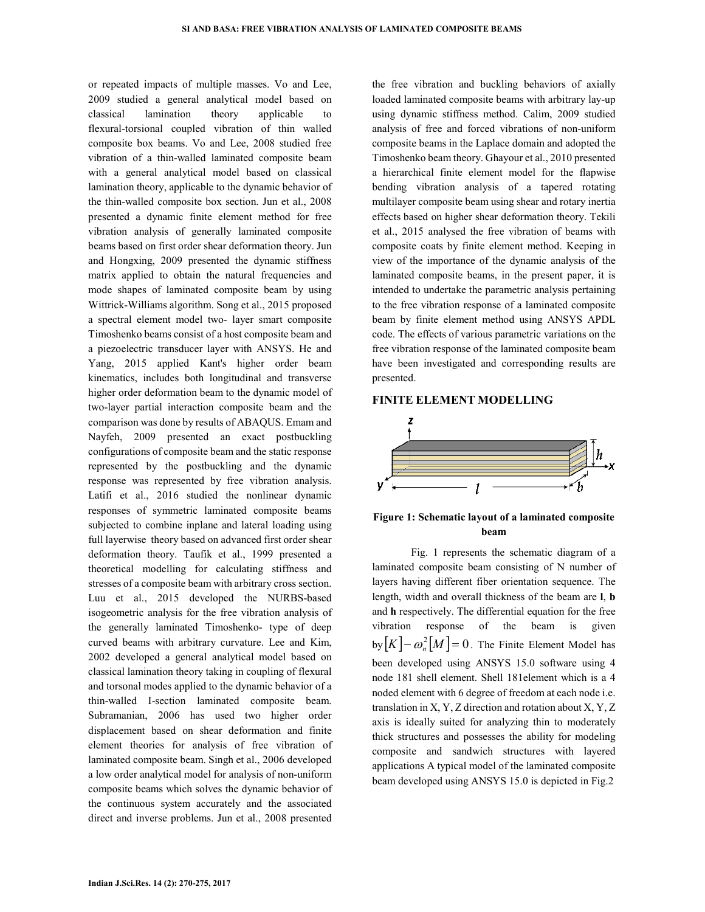or repeated impacts of multiple masses. Vo and Lee, 2009 studied a general analytical model based on classical lamination theory applicable to flexural-torsional coupled vibration of thin walled composite box beams. Vo and Lee, 2008 studied free vibration of a thin-walled laminated composite beam with a general analytical model based on classical lamination theory, applicable to the dynamic behavior of the thin-walled composite box section. Jun et al., 2008 presented a dynamic finite element method for free vibration analysis of generally laminated composite beams based on first order shear deformation theory. Jun and Hongxing, 2009 presented the dynamic stiffness matrix applied to obtain the natural frequencies and mode shapes of laminated composite beam by using Wittrick-Williams algorithm. Song et al., 2015 proposed a spectral element model two- layer smart composite Timoshenko beams consist of a host composite beam and a piezoelectric transducer layer with ANSYS. He and Yang, 2015 applied Kant's higher order beam kinematics, includes both longitudinal and transverse higher order deformation beam to the dynamic model of two-layer partial interaction composite beam and the comparison was done by results of ABAQUS. Emam and Nayfeh, 2009 presented an exact postbuckling configurations of composite beam and the static response represented by the postbuckling and the dynamic response was represented by free vibration analysis. Latifi et al., 2016 studied the nonlinear dynamic responses of symmetric laminated composite beams subjected to combine inplane and lateral loading using full layerwise theory based on advanced first order shear deformation theory. Taufik et al., 1999 presented a theoretical modelling for calculating stiffness and stresses of a composite beam with arbitrary cross section. Luu et al., 2015 developed the NURBS-based isogeometric analysis for the free vibration analysis of the generally laminated Timoshenko- type of deep curved beams with arbitrary curvature. Lee and Kim, 2002 developed a general analytical model based on classical lamination theory taking in coupling of flexural and torsonal modes applied to the dynamic behavior of a thin-walled I-section laminated composite beam. Subramanian, 2006 has used two higher order displacement based on shear deformation and finite element theories for analysis of free vibration of laminated composite beam. Singh et al., 2006 developed a low order analytical model for analysis of non-uniform composite beams which solves the dynamic behavior of the continuous system accurately and the associated direct and inverse problems. Jun et al., 2008 presented the free vibration and buckling behaviors of axially loaded laminated composite beams with arbitrary lay-up using dynamic stiffness method. Calim, 2009 studied analysis of free and forced vibrations of non-uniform composite beams in the Laplace domain and adopted the Timoshenko beam theory. Ghayour et al., 2010 presented a hierarchical finite element model for the flapwise bending vibration analysis of a tapered rotating multilayer composite beam using shear and rotary inertia effects based on higher shear deformation theory. Tekili et al., 2015 analysed the free vibration of beams with composite coats by finite element method. Keeping in view of the importance of the dynamic analysis of the laminated composite beams, in the present paper, it is intended to undertake the parametric analysis pertaining to the free vibration response of a laminated composite beam by finite element method using ANSYS APDL code. The effects of various parametric variations on the free vibration response of the laminated composite beam have been investigated and corresponding results are presented.

## FINITE ELEMENT MODELLING

**Figure 1: Schematic layout of a laminated composite beam**

Fig. 1 represents the schematic diagram of a laminated composite beam consisting of N number of layers having different fiber orientation sequence. The length, width and overall thickness of the beam are **l**, **b** and **h** respectively. The differential equation for the free vibration response of the beam is given by $[K]-\omega_n^2[M]=0$. The Finite Element Model has been developed using ANSYS 15.0 software using 4 node 181 shell element. Shell 181element which is a 4 noded element with 6 degree of freedom at each node i.e. translation in X, Y, Z direction and rotation about X, Y, Z axis is ideally suited for analyzing thin to moderately thick structures and possesses the ability for modeling composite and sandwich structures with layered applications A typical model of the laminated composite beam developed using ANSYS 15.0 is depicted in Fig.2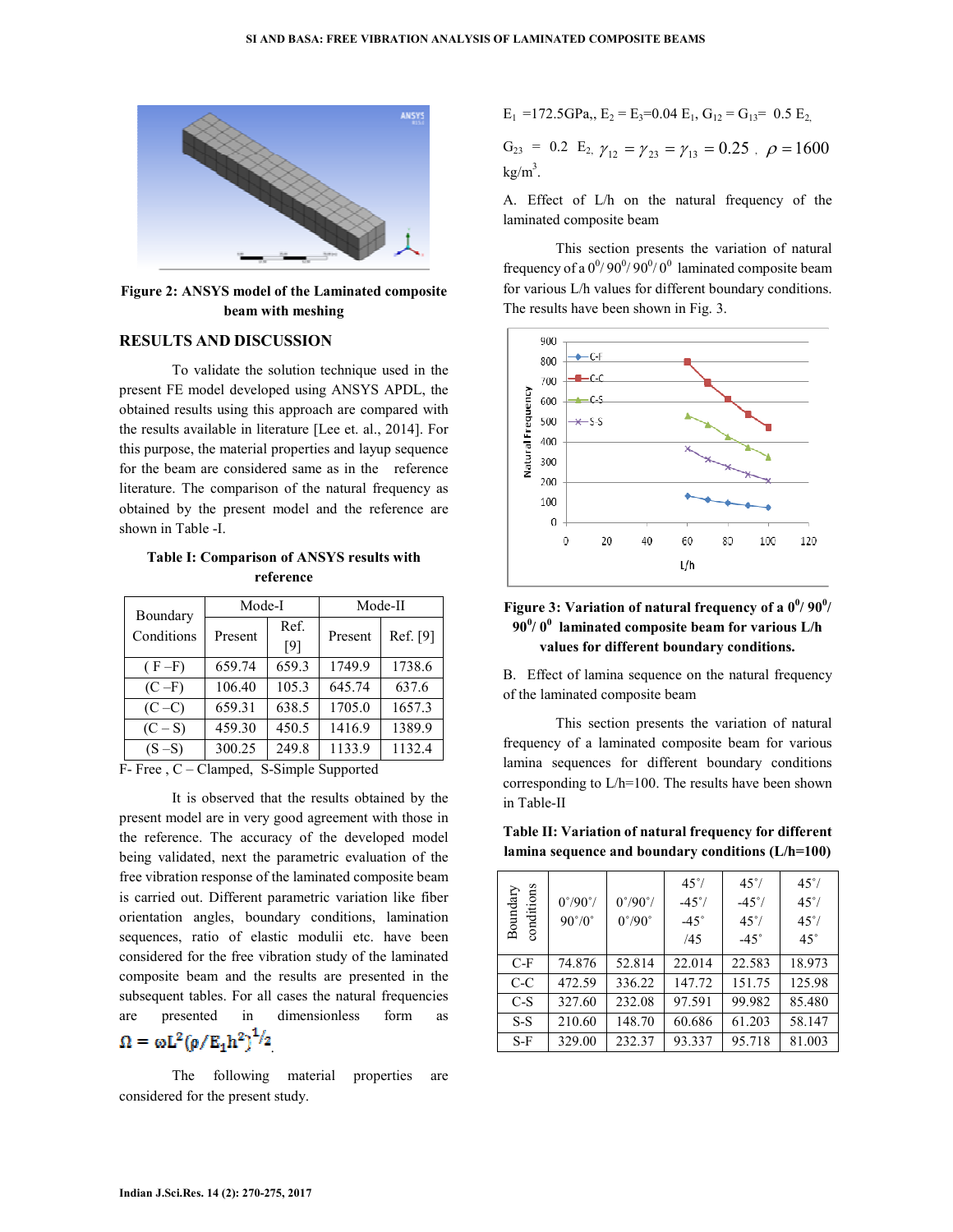Figure 2: ANSYS model of the Laminated composite beam with meshing

## RESULTS AND DISCUSSION

To validate the solution technique used in the present FE model developed using ANSYS APDL, the obtained results using this approach are compared with the results available in literature [Lee et. al., 2014]. For this purpose, the material properties and layup sequence for the beam are considered same as in the reference literature. The comparison of the natural frequency as obtained by the present model and the reference are shown in Table -I.

**Table I: Comparison of ANSYS results with reference**

| Boundary Conditions | Mode-I | | Mode-II | |
|---|---|---|---|---|
| | Present | Ref. [9] | Present | Ref. [9] |
| ( F –F) | 659.74 | 659.3 | 1749.9 | 1738.6 |
| (C –F) | 106.40 | 105.3 | 645.74 | 637.6 |
| (C –C) | 659.31 | 638.5 | 1705.0 | 1657.3 |
| (C – S) | 459.30 | 450.5 | 1416.9 | 1389.9 |
| (S –S) | 300.25 | 249.8 | 1133.9 | 1132.4 |

F- Free , C – Clamped, S-Simple Supported

It is observed that the results obtained by the present model are in very good agreement with those in the reference. The accuracy of the developed model being validated, next the parametric evaluation of the free vibration response of the laminated composite beam is carried out. Different parametric variation like fiber orientation angles, boundary conditions, lamination sequences, ratio of elastic modulii etc. have been considered for the free vibration study of the laminated composite beam and the results are presented in the subsequent tables. For all cases the natural frequencies are presented in dimensionless form as $\Omega = \omega L^2(\rho/E_1h^2)^{1/2}$.

The following material properties are considered for the present study.

$E_1$ =172.5GPa,, $E_2 = E_3$=0.04 $E_1$, $G_{12} = G_{13}$= 0.5 $E_2$, $G_{23}$ = 0.2 $E_2$, $\gamma_{12} = \gamma_{23} = \gamma_{13} = 0.25$ , $\rho = 1600$ kg/m$^3$.

A. Effect of L/h on the natural frequency of the laminated composite beam

This section presents the variation of natural frequency of a $0^0/90^0/90^0/0^0$ laminated composite beam for various L/h values for different boundary conditions. The results have been shown in Fig. 3.

Figure 3: Variation of natural frequency of a $0^0/90^0/90^0/0^0$ laminated composite beam for various L/h values for different boundary conditions.

B. Effect of lamina sequence on the natural frequency of the laminated composite beam

This section presents the variation of natural frequency of a laminated composite beam for various lamina sequences for different boundary conditions corresponding to L/h=100. The results have been shown in Table-II

**Table II: Variation of natural frequency for different lamina sequence and boundary conditions (L/h=100)**

| Boundary conditions | 0°/90°/ 90°/0° | 0°/90°/ 0°/90° | 45°/ -45°/ -45° /45 | 45°/ -45°/ 45°/ -45° | 45°/ 45°/ 45°/ 45° |
|---|---|---|---|---|---|
| C-F | 74.876 | 52.814 | 22.014 | 22.583 | 18.973 |
| C-C | 472.59 | 336.22 | 147.72 | 151.75 | 125.98 |
| C-S | 327.60 | 232.08 | 97.591 | 99.982 | 85.480 |
| S-S | 210.60 | 148.70 | 60.686 | 61.203 | 58.147 |
| S-F | 329.00 | 232.37 | 93.337 | 95.718 | 81.003 |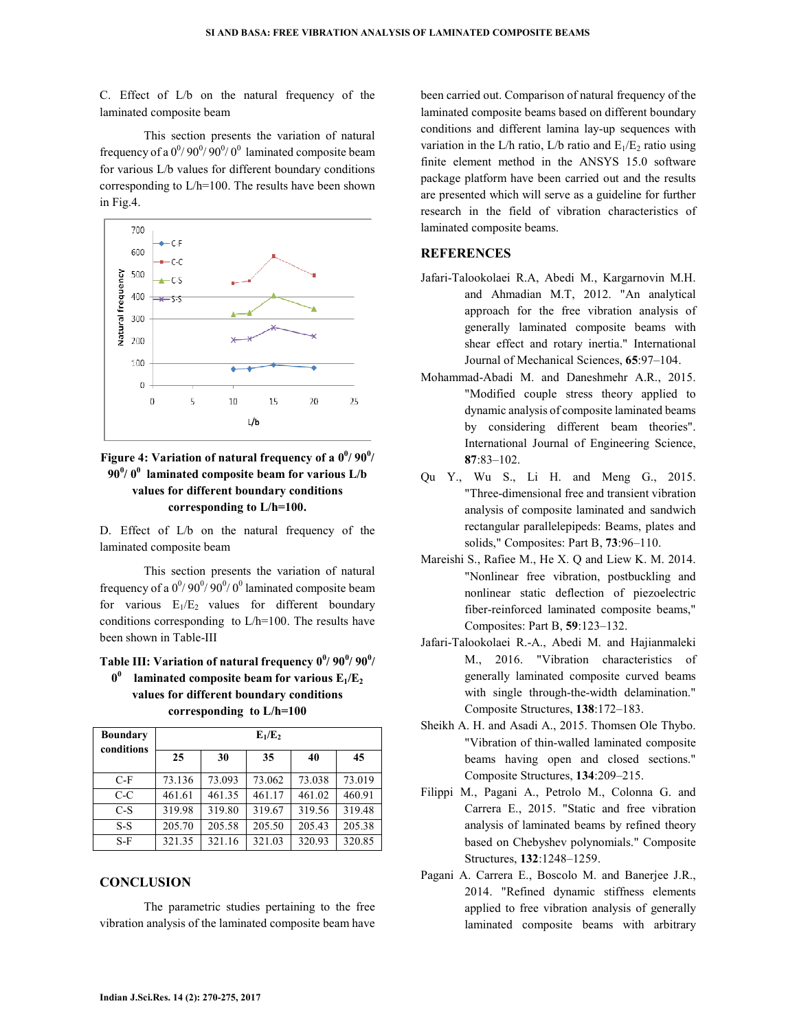C. Effect of L/b on the natural frequency of the laminated composite beam

This section presents the variation of natural frequency of a $0^0/90^0/90^0/0^0$ laminated composite beam for various L/b values for different boundary conditions corresponding to L/h=100. The results have been shown in Fig.4.

**Figure 4: Variation of natural frequency of a $0^0/90^0/90^0/0^0$ laminated composite beam for various L/b values for different boundary conditions corresponding to L/h=100.**

D. Effect of L/b on the natural frequency of the laminated composite beam

This section presents the variation of natural frequency of a $0^0/90^0/90^0/0^0$ laminated composite beam for various $E_1/E_2$ values for different boundary conditions corresponding to L/h=100. The results have been shown in Table-III

**Table III: Variation of natural frequency $0^0/90^0/90^0/0^0$ laminated composite beam for various $E_1/E_2$ values for different boundary conditions corresponding to L/h=100**

| Boundary conditions | $E_1/E_2$ | | | | |
|---|---|---|---|---|---|
| | 25 | 30 | 35 | 40 | 45 |
| C-F | 73.136 | 73.093 | 73.062 | 73.038 | 73.019 |
| C-C | 461.61 | 461.35 | 461.17 | 461.02 | 460.91 |
| C-S | 319.98 | 319.80 | 319.67 | 319.56 | 319.48 |
| S-S | 205.70 | 205.58 | 205.50 | 205.43 | 205.38 |
| S-F | 321.35 | 321.16 | 321.03 | 320.93 | 320.85 |

## CONCLUSION

The parametric studies pertaining to the free vibration analysis of the laminated composite beam have been carried out. Comparison of natural frequency of the laminated composite beams based on different boundary conditions and different lamina lay-up sequences with variation in the L/h ratio, L/b ratio and $E_1/E_2$ ratio using finite element method in the ANSYS 15.0 software package platform have been carried out and the results are presented which will serve as a guideline for further research in the field of vibration characteristics of laminated composite beams.

## REFERENCES

Jafari-Talookolaei R.A, Abedi M., Kargarnovin M.H. and Ahmadian M.T, 2012. "An analytical approach for the free vibration analysis of generally laminated composite beams with shear effect and rotary inertia." International Journal of Mechanical Sciences, **65**:97–104.

Mohammad-Abadi M. and Daneshmehr A.R., 2015. "Modified couple stress theory applied to dynamic analysis of composite laminated beams by considering different beam theories". International Journal of Engineering Science, **87**:83–102.

Qu Y., Wu S., Li H. and Meng G., 2015. "Three-dimensional free and transient vibration analysis of composite laminated and sandwich rectangular parallelepipeds: Beams, plates and solids," Composites: Part B, **73**:96–110.

Mareishi S., Rafiee M., He X. Q and Liew K. M. 2014. "Nonlinear free vibration, postbuckling and nonlinear static deflection of piezoelectric fiber-reinforced laminated composite beams," Composites: Part B, **59**:123–132.

Jafari-Talookolaei R.-A., Abedi M. and Hajianmaleki M., 2016. "Vibration characteristics of generally laminated composite curved beams with single through-the-width delamination." Composite Structures, **138**:172–183.

Sheikh A. H. and Asadi A., 2015. Thomsen Ole Thybo. "Vibration of thin-walled laminated composite beams having open and closed sections." Composite Structures, **134**:209–215.

Filippi M., Pagani A., Petrolo M., Colonna G. and Carrera E., 2015. "Static and free vibration analysis of laminated beams by refined theory based on Chebyshev polynomials." Composite Structures, **132**:1248–1259.

Pagani A. Carrera E., Boscolo M. and Banerjee J.R., 2014. "Refined dynamic stiffness elements applied to free vibration analysis of generally laminated composite beams with arbitrary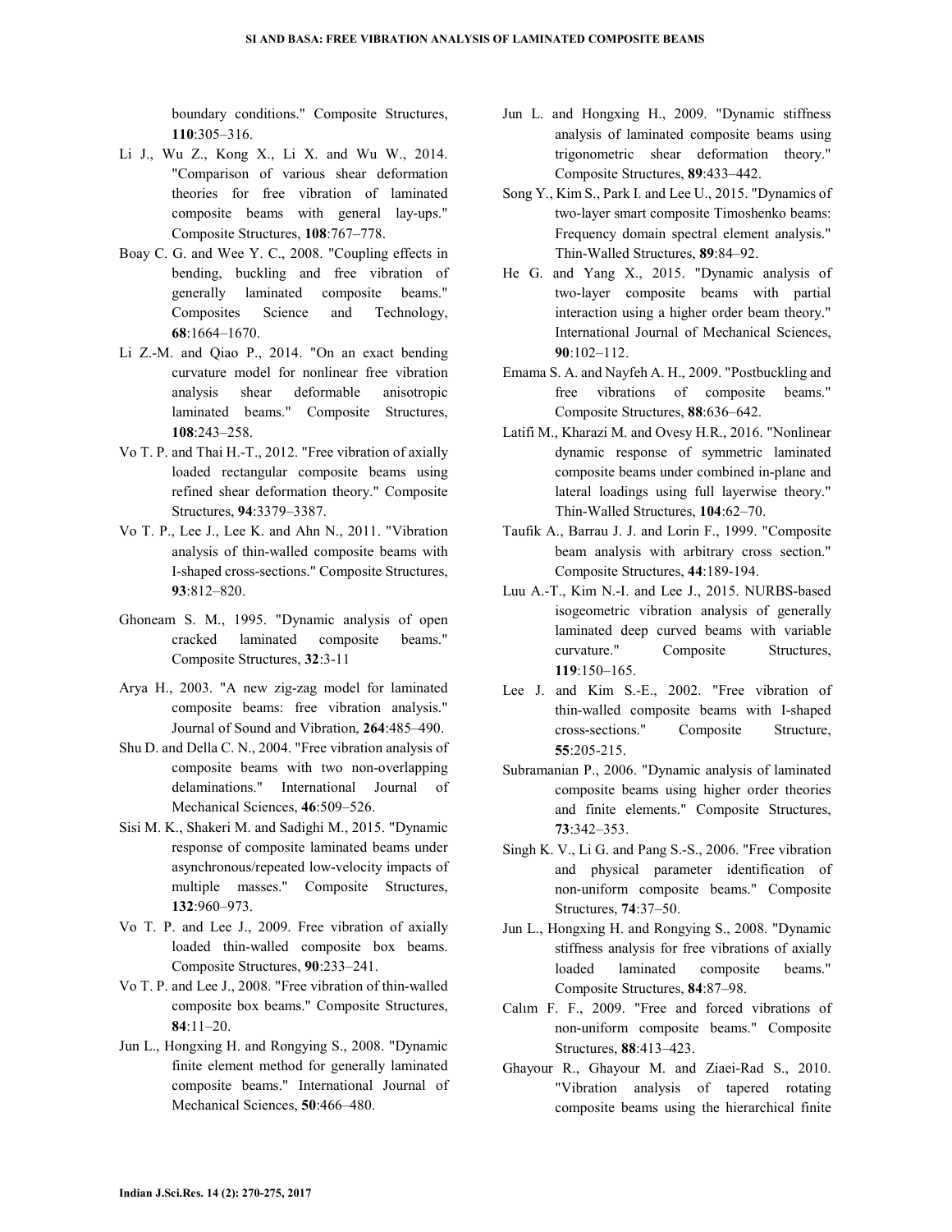boundary conditions." Composite Structures, **110**:305–316.

Li J., Wu Z., Kong X., Li X. and Wu W., 2014. "Comparison of various shear deformation theories for free vibration of laminated composite beams with general lay-ups." Composite Structures, **108**:767–778.

Boay C. G. and Wee Y. C., 2008. "Coupling effects in bending, buckling and free vibration of generally laminated composite beams." Composites Science and Technology, **68**:1664–1670.

Li Z.-M. and Qiao P., 2014. "On an exact bending curvature model for nonlinear free vibration analysis shear deformable anisotropic laminated beams." Composite Structures, **108**:243–258.

Vo T. P. and Thai H.-T., 2012. "Free vibration of axially loaded rectangular composite beams using refined shear deformation theory." Composite Structures, **94**:3379–3387.

Vo T. P., Lee J., Lee K. and Ahn N., 2011. "Vibration analysis of thin-walled composite beams with I-shaped cross-sections." Composite Structures, **93**:812–820.

Ghoneam S. M., 1995. "Dynamic analysis of open cracked laminated composite beams." Composite Structures, **32**:3-11

Arya H., 2003. "A new zig-zag model for laminated composite beams: free vibration analysis." Journal of Sound and Vibration, **264**:485–490.

Shu D. and Della C. N., 2004. "Free vibration analysis of composite beams with two non-overlapping delaminations." International Journal of Mechanical Sciences, **46**:509–526.

Sisi M. K., Shakeri M. and Sadighi M., 2015. "Dynamic response of composite laminated beams under asynchronous/repeated low-velocity impacts of multiple masses." Composite Structures, **132**:960–973.

Vo T. P. and Lee J., 2009. Free vibration of axially loaded thin-walled composite box beams. Composite Structures, **90**:233–241.

Vo T. P. and Lee J., 2008. "Free vibration of thin-walled composite box beams." Composite Structures, **84**:11–20.

Jun L., Hongxing H. and Rongying S., 2008. "Dynamic finite element method for generally laminated composite beams." International Journal of Mechanical Sciences, **50**:466–480.

Jun L. and Hongxing H., 2009. "Dynamic stiffness analysis of laminated composite beams using trigonometric shear deformation theory." Composite Structures, **89**:433–442.

Song Y., Kim S., Park I. and Lee U., 2015. "Dynamics of two-layer smart composite Timoshenko beams: Frequency domain spectral element analysis." Thin-Walled Structures, **89**:84–92.

He G. and Yang X., 2015. "Dynamic analysis of two-layer composite beams with partial interaction using a higher order beam theory." International Journal of Mechanical Sciences, **90**:102–112.

Emama S. A. and Nayfeh A. H., 2009. "Postbuckling and free vibrations of composite beams." Composite Structures, **88**:636–642.

Latifi M., Kharazi M. and Ovesy H.R., 2016. "Nonlinear dynamic response of symmetric laminated composite beams under combined in-plane and lateral loadings using full layerwise theory." Thin-Walled Structures, **104**:62–70.

Taufik A., Barrau J. J. and Lorin F., 1999. "Composite beam analysis with arbitrary cross section." Composite Structures, **44**:189-194.

Luu A.-T., Kim N.-I. and Lee J., 2015. NURBS-based isogeometric vibration analysis of generally laminated deep curved beams with variable curvature." Composite Structures, **119**:150–165.

Lee J. and Kim S.-E., 2002. "Free vibration of thin-walled composite beams with I-shaped cross-sections." Composite Structure, **55**:205-215.

Subramanian P., 2006. "Dynamic analysis of laminated composite beams using higher order theories and finite elements." Composite Structures, **73**:342–353.

Singh K. V., Li G. and Pang S.-S., 2006. "Free vibration and physical parameter identification of non-uniform composite beams." Composite Structures, **74**:37–50.

Jun L., Hongxing H. and Rongying S., 2008. "Dynamic stiffness analysis for free vibrations of axially loaded laminated composite beams." Composite Structures, **84**:87–98.

Calım F. F., 2009. "Free and forced vibrations of non-uniform composite beams." Composite Structures, **88**:413–423.

Ghayour R., Ghayour M. and Ziaei-Rad S., 2010. "Vibration analysis of tapered rotating composite beams using the hierarchical finite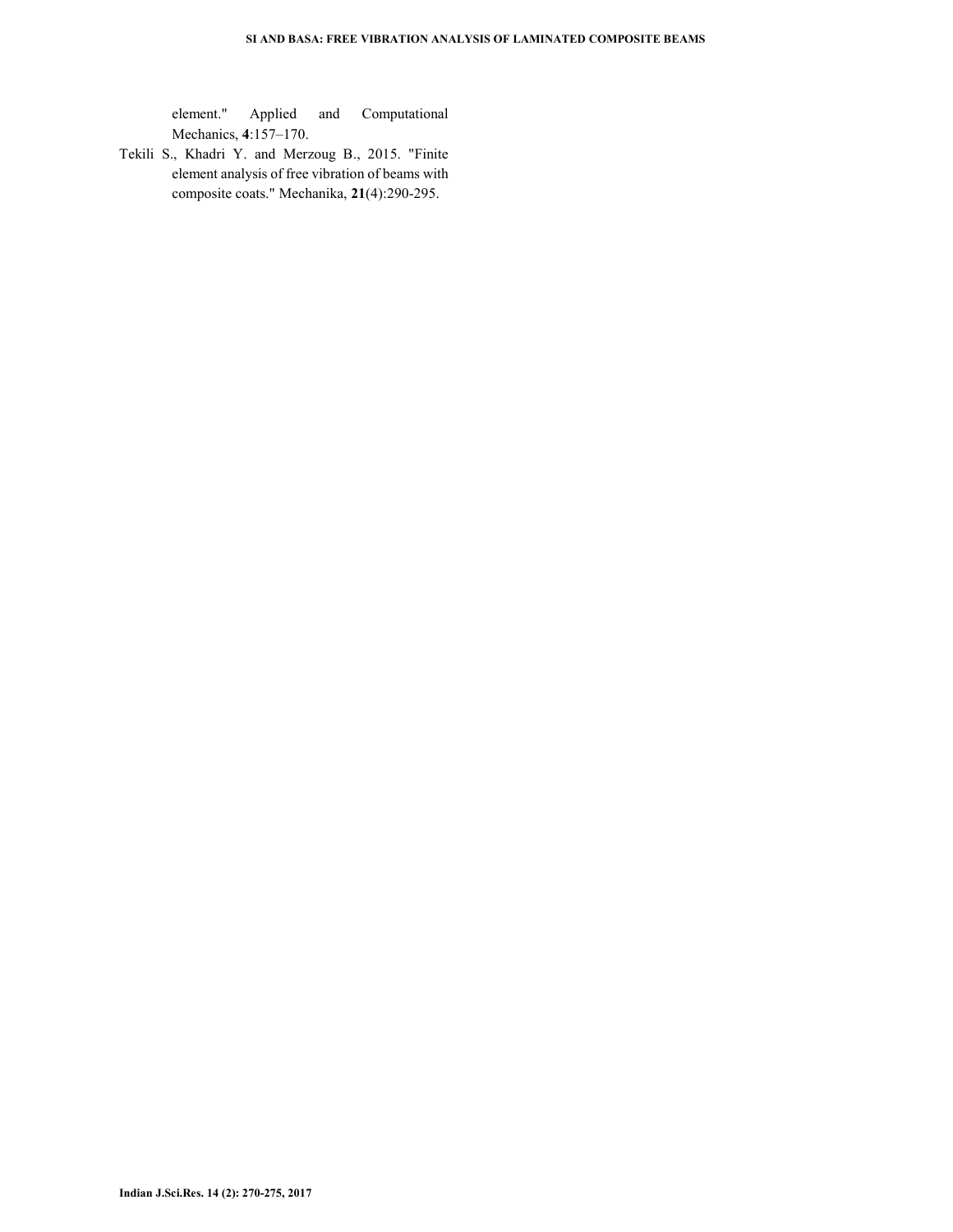element." Applied and Computational Mechanics, **4**:157–170.

Tekili S., Khadri Y. and Merzoug B., 2015. "Finite element analysis of free vibration of beams with composite coats." Mechanika, **21**(4):290-295.